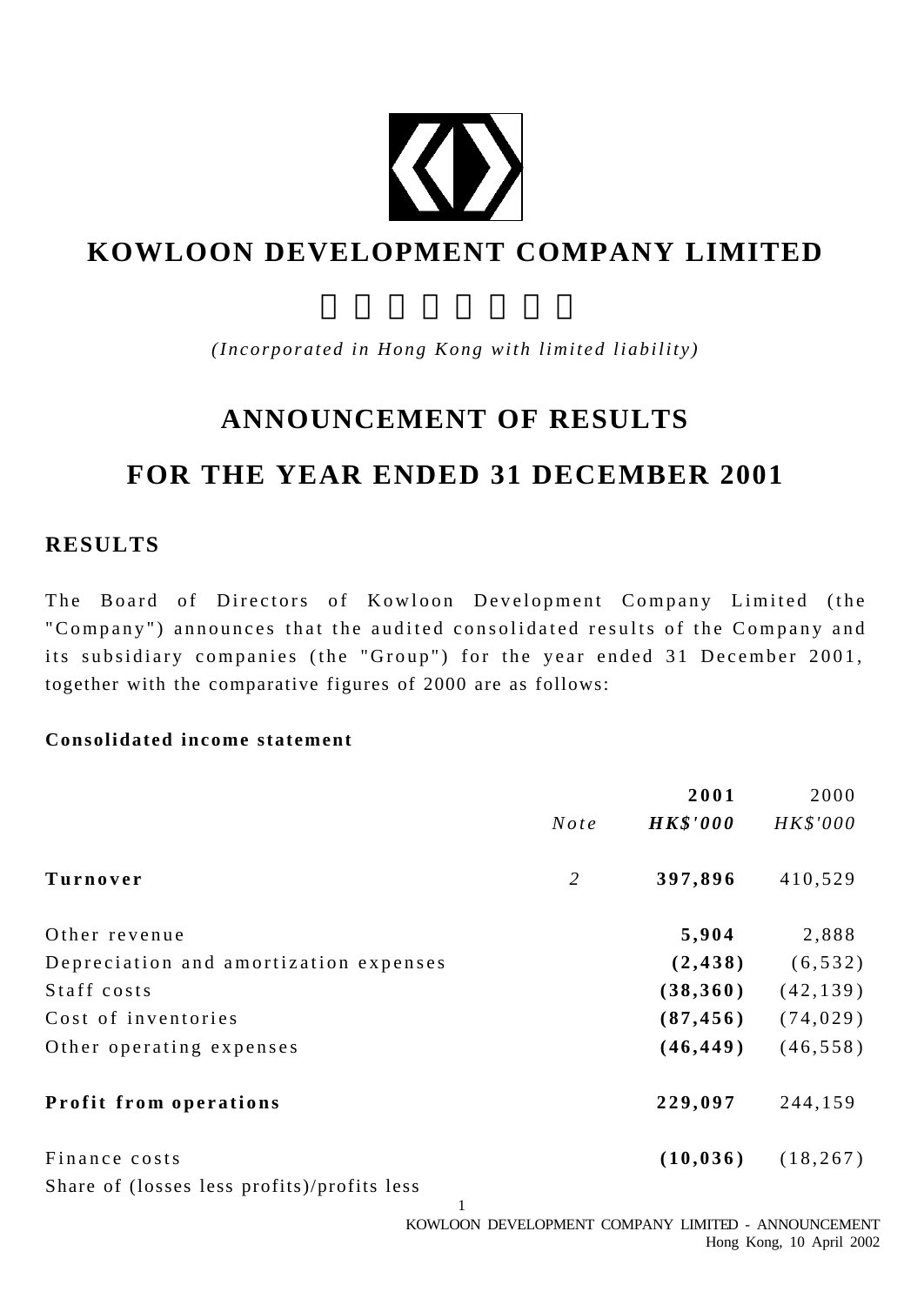# KOWLOON DEVELOPMENT COMPANY LIMITED

*(Incorporated in Hong Kong with limited liability)*

## ANNOUNCEMENT OF RESULTS

## FOR THE YEAR ENDED 31 DECEMBER 2001

### RESULTS

The Board of Directors of Kowloon Development Company Limited (the "Company") announces that the audited consolidated results of the Company and its subsidiary companies (the "Group") for the year ended 31 December 2001, together with the comparative figures of 2000 are as follows:

**Consolidated income statement**

| | *Note* | **2001** *HK$'000* | 2000 *HK$'000* |
|---|---|---|---|
| **Turnover** | *2* | **397,896** | 410,529 |
| Other revenue | | **5,904** | 2,888 |
| Depreciation and amortization expenses | | **(2,438)** | (6,532) |
| Staff costs | | **(38,360)** | (42,139) |
| Cost of inventories | | **(87,456)** | (74,029) |
| Other operating expenses | | **(46,449)** | (46,558) |
| **Profit from operations** | | **229,097** | 244,159 |
| Finance costs | | **(10,036)** | (18,267) |
| Share of (losses less profits)/profits less | | | |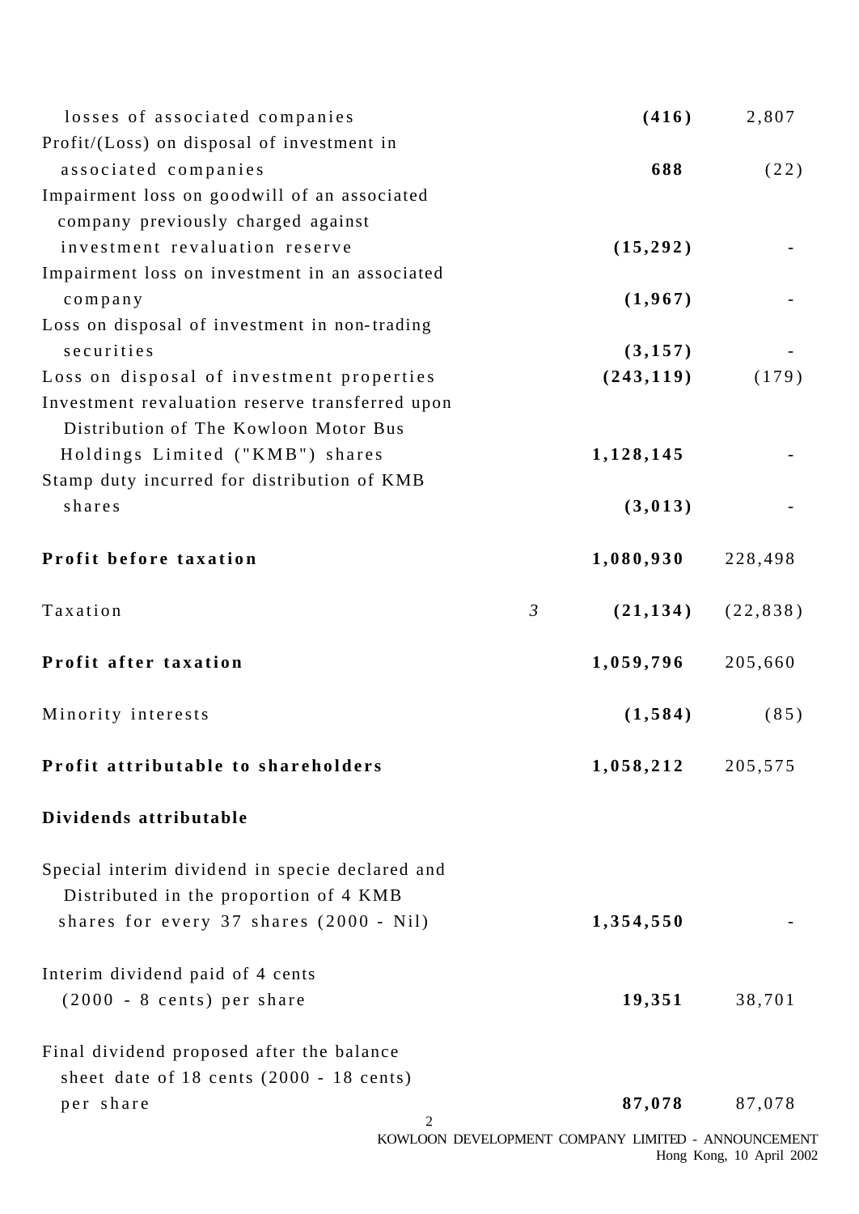| | Note | 2001 | 2000 |
|---|---|---|---|
| losses of associated companies | | **(416)** | 2,807 |
| Profit/(Loss) on disposal of investment in associated companies | | **688** | (22) |
| Impairment loss on goodwill of an associated company previously charged against investment revaluation reserve | | **(15,292)** | - |
| Impairment loss on investment in an associated company | | **(1,967)** | - |
| Loss on disposal of investment in non-trading securities | | **(3,157)** | - |
| Loss on disposal of investment properties | | **(243,119)** | (179) |
| Investment revaluation reserve transferred upon Distribution of The Kowloon Motor Bus Holdings Limited ("KMB") shares | | **1,128,145** | - |
| Stamp duty incurred for distribution of KMB shares | | **(3,013)** | - |
| **Profit before taxation** | | **1,080,930** | 228,498 |
| Taxation | *3* | **(21,134)** | (22,838) |
| **Profit after taxation** | | **1,059,796** | 205,660 |
| Minority interests | | **(1,584)** | (85) |
| **Profit attributable to shareholders** | | **1,058,212** | 205,575 |
| **Dividends attributable** | | | |
| Special interim dividend in specie declared and Distributed in the proportion of 4 KMB shares for every 37 shares (2000 - Nil) | | **1,354,550** | - |
| Interim dividend paid of 4 cents (2000 - 8 cents) per share | | **19,351** | 38,701 |
| Final dividend proposed after the balance sheet date of 18 cents (2000 - 18 cents) per share | | **87,078** | 87,078 |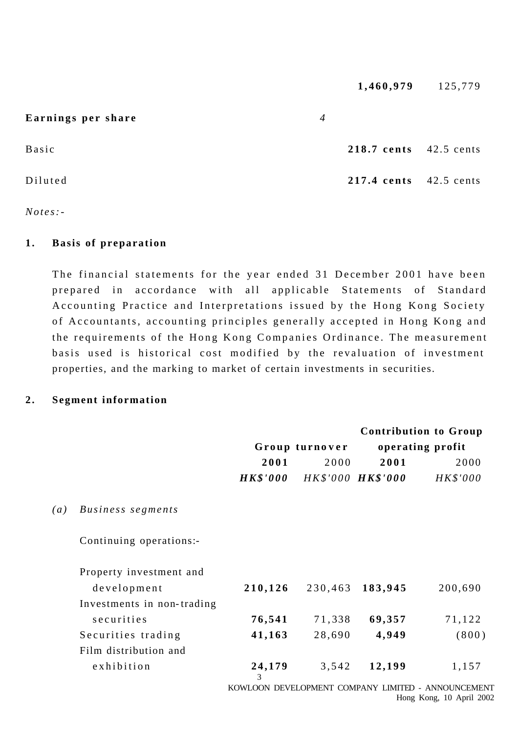| | Note | 2001 | 2000 |
|---|---|---|---|
| | | **1,460,979** | 125,779 |
| **Earnings per share** | *4* | | |
| Basic | | **218.7 cents** | 42.5 cents |
| Diluted | | **217.4 cents** | 42.5 cents |

*Notes:-*

**1. Basis of preparation**

The financial statements for the year ended 31 December 2001 have been prepared in accordance with all applicable Statements of Standard Accounting Practice and Interpretations issued by the Hong Kong Society of Accountants, accounting principles generally accepted in Hong Kong and the requirements of the Hong Kong Companies Ordinance. The measurement basis used is historical cost modified by the revaluation of investment properties, and the marking to market of certain investments in securities.

**2. Segment information**

| | **Group turnover** | | **Contribution to Group operating profit** | |
|---|---|---|---|---|
| | **2001** | 2000 | **2001** | 2000 |
| | ***HK$'000*** | *HK$'000* | ***HK$'000*** | *HK$'000* |
| *(a) Business segments* | | | | |
| Continuing operations:- | | | | |
| Property investment and development | **210,126** | 230,463 | **183,945** | 200,690 |
| Investments in non-trading securities | **76,541** | 71,338 | **69,357** | 71,122 |
| Securities trading | **41,163** | 28,690 | **4,949** | (800) |
| Film distribution and exhibition | **24,179** | 3,542 | **12,199** | 1,157 |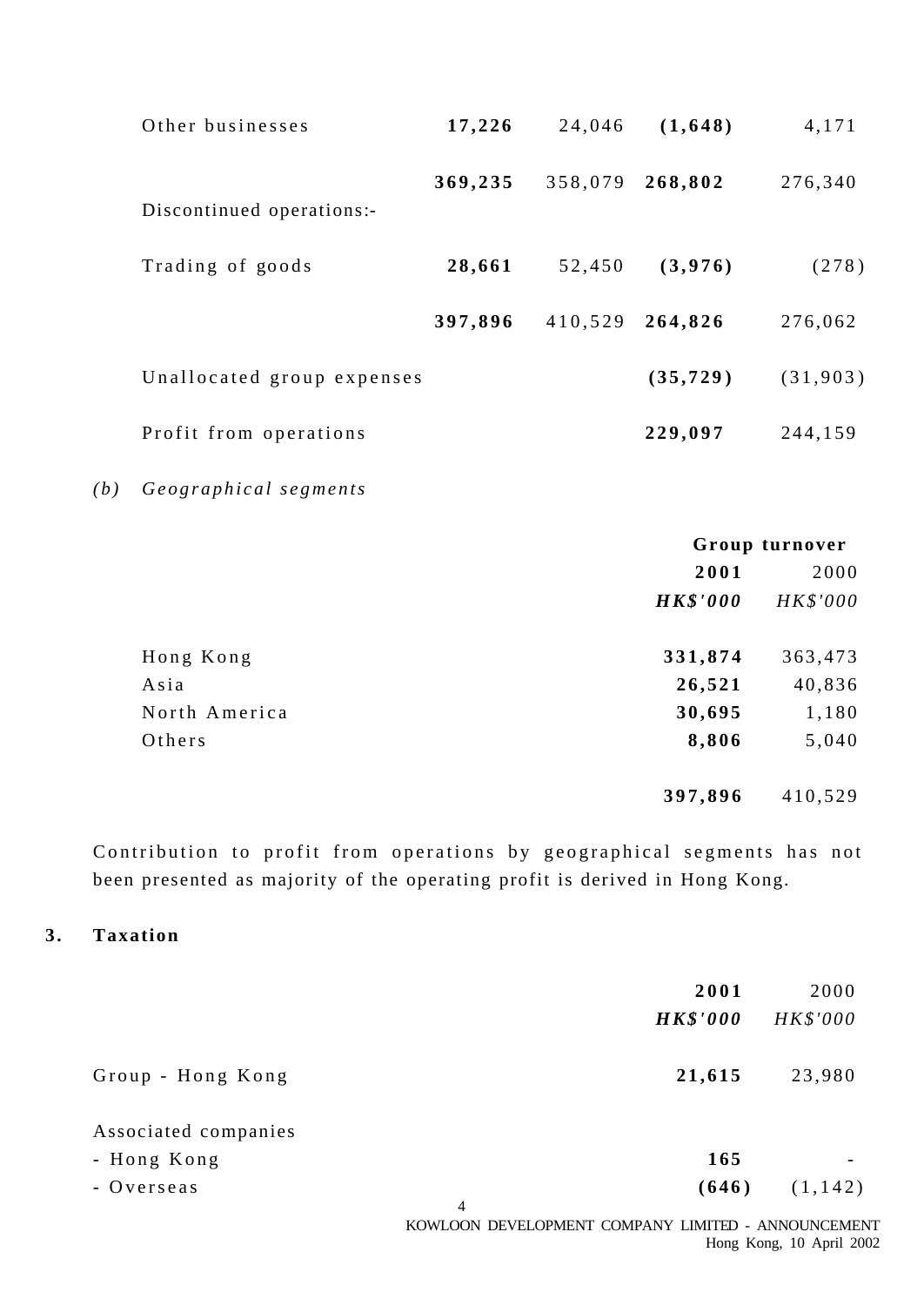| | | | | |
|---|---|---|---|---|
| Other businesses | **17,226** | 24,046 | **(1,648)** | 4,171 |
| | **369,235** | 358,079 | **268,802** | 276,340 |
| Discontinued operations:- | | | | |
| Trading of goods | **28,661** | 52,450 | **(3,976)** | (278) |
| | **397,896** | 410,529 | **264,826** | 276,062 |
| Unallocated group expenses | | | **(35,729)** | (31,903) |
| Profit from operations | | | **229,097** | 244,159 |

*(b) Geographical segments*

| | Group turnover | |
|---|---|---|
| | **2001** | 2000 |
| | ***HK$'000*** | *HK$'000* |
| Hong Kong | **331,874** | 363,473 |
| Asia | **26,521** | 40,836 |
| North America | **30,695** | 1,180 |
| Others | **8,806** | 5,040 |
| | **397,896** | 410,529 |

Contribution to profit from operations by geographical segments has not been presented as majority of the operating profit is derived in Hong Kong.

**3. Taxation**

| | **2001** | 2000 |
|---|---|---|
| | ***HK$'000*** | *HK$'000* |
| Group - Hong Kong | **21,615** | 23,980 |
| Associated companies | | |
| - Hong Kong | **165** | - |
| - Overseas | **(646)** | (1,142) |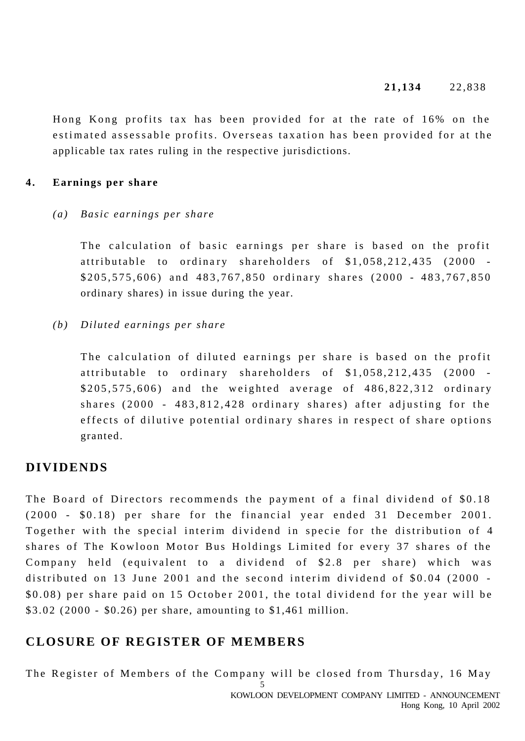| | 2001 | 2000 |
|---|---|---|
| | **21,134** | 22,838 |

Hong Kong profits tax has been provided for at the rate of 16% on the estimated assessable profits. Overseas taxation has been provided for at the applicable tax rates ruling in the respective jurisdictions.

**4. Earnings per share**

*(a) Basic earnings per share*

The calculation of basic earnings per share is based on the profit attributable to ordinary shareholders of $1,058,212,435 (2000 - $205,575,606) and 483,767,850 ordinary shares (2000 - 483,767,850 ordinary shares) in issue during the year.

*(b) Diluted earnings per share*

The calculation of diluted earnings per share is based on the profit attributable to ordinary shareholders of $1,058,212,435 (2000 - $205,575,606) and the weighted average of 486,822,312 ordinary shares (2000 - 483,812,428 ordinary shares) after adjusting for the effects of dilutive potential ordinary shares in respect of share options granted.

## DIVIDENDS

The Board of Directors recommends the payment of a final dividend of $0.18 (2000 - $0.18) per share for the financial year ended 31 December 2001. Together with the special interim dividend in specie for the distribution of 4 shares of The Kowloon Motor Bus Holdings Limited for every 37 shares of the Company held (equivalent to a dividend of $2.8 per share) which was distributed on 13 June 2001 and the second interim dividend of $0.04 (2000 - $0.08) per share paid on 15 October 2001, the total dividend for the year will be $3.02 (2000 - $0.26) per share, amounting to $1,461 million.

## CLOSURE OF REGISTER OF MEMBERS

The Register of Members of the Company will be closed from Thursday, 16 May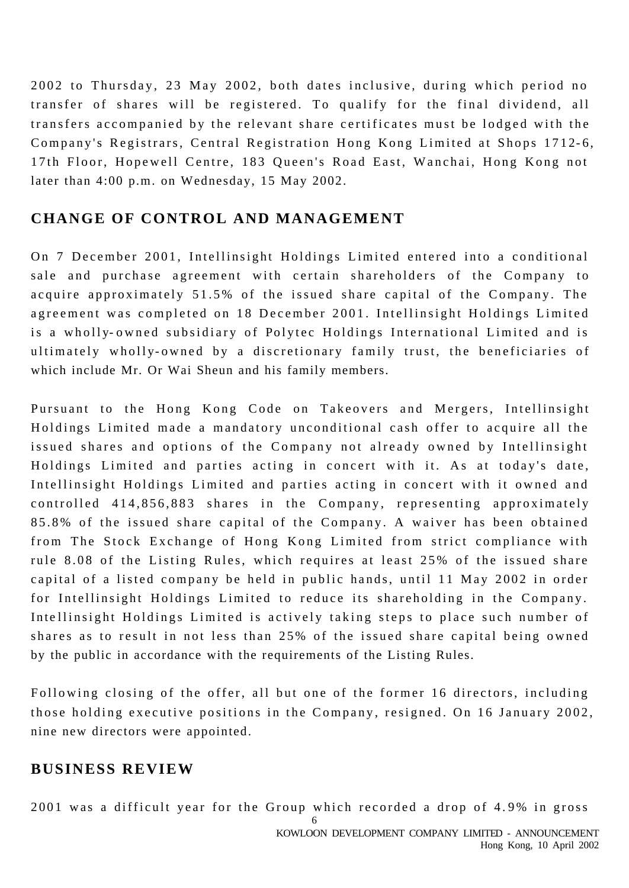2002 to Thursday, 23 May 2002, both dates inclusive, during which period no transfer of shares will be registered. To qualify for the final dividend, all transfers accompanied by the relevant share certificates must be lodged with the Company's Registrars, Central Registration Hong Kong Limited at Shops 1712-6, 17th Floor, Hopewell Centre, 183 Queen's Road East, Wanchai, Hong Kong not later than 4:00 p.m. on Wednesday, 15 May 2002.

## CHANGE OF CONTROL AND MANAGEMENT

On 7 December 2001, Intellinsight Holdings Limited entered into a conditional sale and purchase agreement with certain shareholders of the Company to acquire approximately 51.5% of the issued share capital of the Company. The agreement was completed on 18 December 2001. Intellinsight Holdings Limited is a wholly-owned subsidiary of Polytec Holdings International Limited and is ultimately wholly-owned by a discretionary family trust, the beneficiaries of which include Mr. Or Wai Sheun and his family members.

Pursuant to the Hong Kong Code on Takeovers and Mergers, Intellinsight Holdings Limited made a mandatory unconditional cash offer to acquire all the issued shares and options of the Company not already owned by Intellinsight Holdings Limited and parties acting in concert with it. As at today's date, Intellinsight Holdings Limited and parties acting in concert with it owned and controlled 414,856,883 shares in the Company, representing approximately 85.8% of the issued share capital of the Company. A waiver has been obtained from The Stock Exchange of Hong Kong Limited from strict compliance with rule 8.08 of the Listing Rules, which requires at least 25% of the issued share capital of a listed company be held in public hands, until 11 May 2002 in order for Intellinsight Holdings Limited to reduce its shareholding in the Company. Intellinsight Holdings Limited is actively taking steps to place such number of shares as to result in not less than 25% of the issued share capital being owned by the public in accordance with the requirements of the Listing Rules.

Following closing of the offer, all but one of the former 16 directors, including those holding executive positions in the Company, resigned. On 16 January 2002, nine new directors were appointed.

## BUSINESS REVIEW

2001 was a difficult year for the Group which recorded a drop of 4.9% in gross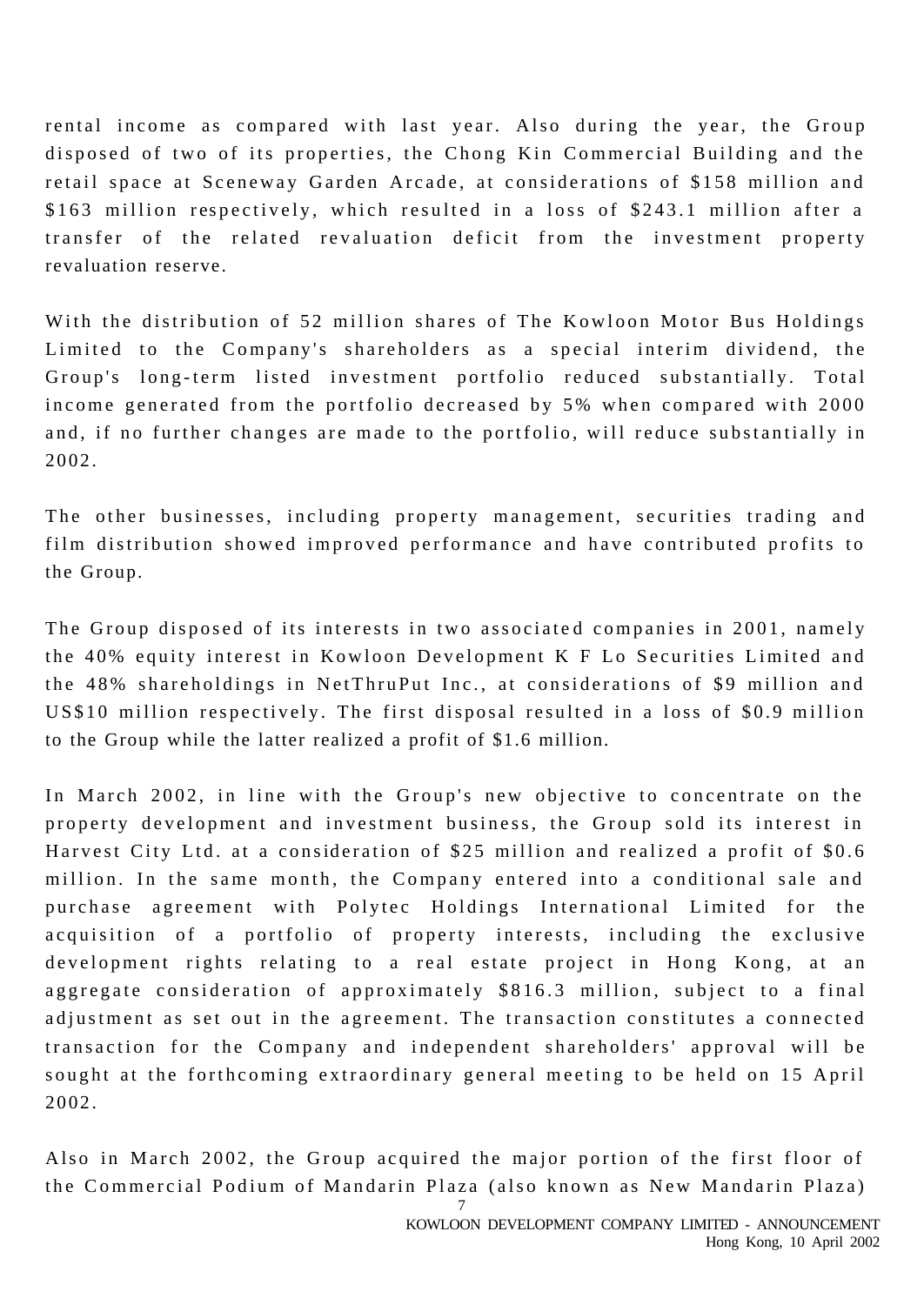rental income as compared with last year. Also during the year, the Group disposed of two of its properties, the Chong Kin Commercial Building and the retail space at Sceneway Garden Arcade, at considerations of $158 million and $163 million respectively, which resulted in a loss of $243.1 million after a transfer of the related revaluation deficit from the investment property revaluation reserve.

With the distribution of 52 million shares of The Kowloon Motor Bus Holdings Limited to the Company's shareholders as a special interim dividend, the Group's long-term listed investment portfolio reduced substantially. Total income generated from the portfolio decreased by 5% when compared with 2000 and, if no further changes are made to the portfolio, will reduce substantially in 2002.

The other businesses, including property management, securities trading and film distribution showed improved performance and have contributed profits to the Group.

The Group disposed of its interests in two associated companies in 2001, namely the 40% equity interest in Kowloon Development K F Lo Securities Limited and the 48% shareholdings in NetThruPut Inc., at considerations of $9 million and US$10 million respectively. The first disposal resulted in a loss of $0.9 million to the Group while the latter realized a profit of $1.6 million.

In March 2002, in line with the Group's new objective to concentrate on the property development and investment business, the Group sold its interest in Harvest City Ltd. at a consideration of $25 million and realized a profit of $0.6 million. In the same month, the Company entered into a conditional sale and purchase agreement with Polytec Holdings International Limited for the acquisition of a portfolio of property interests, including the exclusive development rights relating to a real estate project in Hong Kong, at an aggregate consideration of approximately $816.3 million, subject to a final adjustment as set out in the agreement. The transaction constitutes a connected transaction for the Company and independent shareholders' approval will be sought at the forthcoming extraordinary general meeting to be held on 15 April 2002.

Also in March 2002, the Group acquired the major portion of the first floor of the Commercial Podium of Mandarin Plaza (also known as New Mandarin Plaza)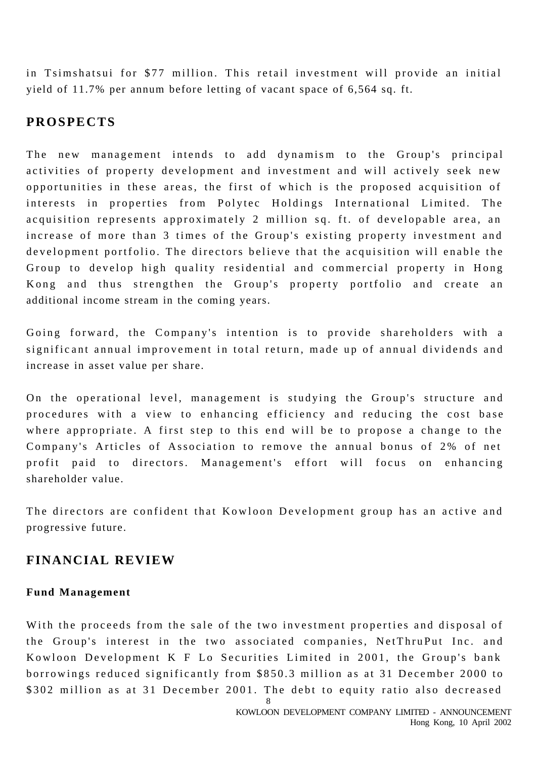in Tsimshatsui for $77 million. This retail investment will provide an initial yield of 11.7% per annum before letting of vacant space of 6,564 sq. ft.

## PROSPECTS

The new management intends to add dynamism to the Group's principal activities of property development and investment and will actively seek new opportunities in these areas, the first of which is the proposed acquisition of interests in properties from Polytec Holdings International Limited. The acquisition represents approximately 2 million sq. ft. of developable area, an increase of more than 3 times of the Group's existing property investment and development portfolio. The directors believe that the acquisition will enable the Group to develop high quality residential and commercial property in Hong Kong and thus strengthen the Group's property portfolio and create an additional income stream in the coming years.

Going forward, the Company's intention is to provide shareholders with a significant annual improvement in total return, made up of annual dividends and increase in asset value per share.

On the operational level, management is studying the Group's structure and procedures with a view to enhancing efficiency and reducing the cost base where appropriate. A first step to this end will be to propose a change to the Company's Articles of Association to remove the annual bonus of 2% of net profit paid to directors. Management's effort will focus on enhancing shareholder value.

The directors are confident that Kowloon Development group has an active and progressive future.

## FINANCIAL REVIEW

### Fund Management

With the proceeds from the sale of the two investment properties and disposal of the Group's interest in the two associated companies, NetThruPut Inc. and Kowloon Development K F Lo Securities Limited in 2001, the Group's bank borrowings reduced significantly from $850.3 million as at 31 December 2000 to $302 million as at 31 December 2001. The debt to equity ratio also decreased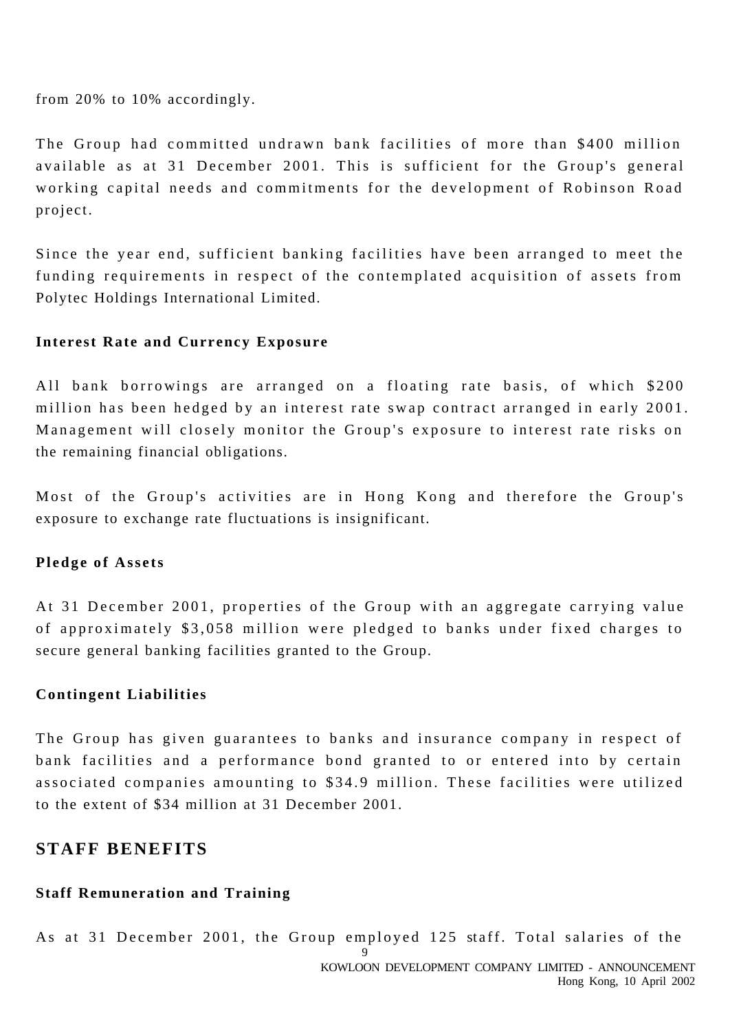from 20% to 10% accordingly.

The Group had committed undrawn bank facilities of more than $400 million available as at 31 December 2001. This is sufficient for the Group's general working capital needs and commitments for the development of Robinson Road project.

Since the year end, sufficient banking facilities have been arranged to meet the funding requirements in respect of the contemplated acquisition of assets from Polytec Holdings International Limited.

**Interest Rate and Currency Exposure**

All bank borrowings are arranged on a floating rate basis, of which $200 million has been hedged by an interest rate swap contract arranged in early 2001. Management will closely monitor the Group's exposure to interest rate risks on the remaining financial obligations.

Most of the Group's activities are in Hong Kong and therefore the Group's exposure to exchange rate fluctuations is insignificant.

**Pledge of Assets**

At 31 December 2001, properties of the Group with an aggregate carrying value of approximately $3,058 million were pledged to banks under fixed charges to secure general banking facilities granted to the Group.

**Contingent Liabilities**

The Group has given guarantees to banks and insurance company in respect of bank facilities and a performance bond granted to or entered into by certain associated companies amounting to $34.9 million. These facilities were utilized to the extent of $34 million at 31 December 2001.

## STAFF BENEFITS

**Staff Remuneration and Training**

As at 31 December 2001, the Group employed 125 staff. Total salaries of the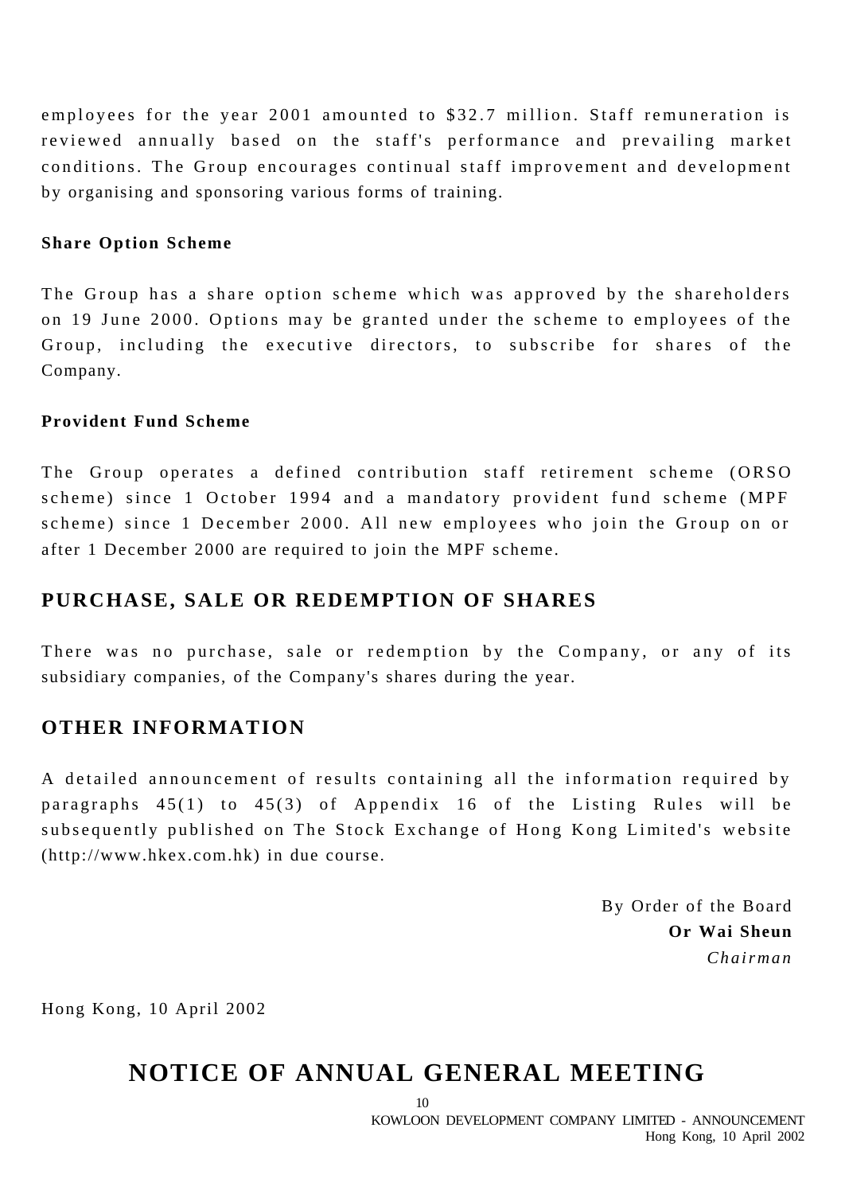employees for the year 2001 amounted to $32.7 million. Staff remuneration is reviewed annually based on the staff's performance and prevailing market conditions. The Group encourages continual staff improvement and development by organising and sponsoring various forms of training.

**Share Option Scheme**

The Group has a share option scheme which was approved by the shareholders on 19 June 2000. Options may be granted under the scheme to employees of the Group, including the executive directors, to subscribe for shares of the Company.

**Provident Fund Scheme**

The Group operates a defined contribution staff retirement scheme (ORSO scheme) since 1 October 1994 and a mandatory provident fund scheme (MPF scheme) since 1 December 2000. All new employees who join the Group on or after 1 December 2000 are required to join the MPF scheme.

## PURCHASE, SALE OR REDEMPTION OF SHARES

There was no purchase, sale or redemption by the Company, or any of its subsidiary companies, of the Company's shares during the year.

## OTHER INFORMATION

A detailed announcement of results containing all the information required by paragraphs 45(1) to 45(3) of Appendix 16 of the Listing Rules will be subsequently published on The Stock Exchange of Hong Kong Limited's website (http://www.hkex.com.hk) in due course.

By Order of the Board
**Or Wai Sheun**
*Chairman*

Hong Kong, 10 April 2002

# NOTICE OF ANNUAL GENERAL MEETING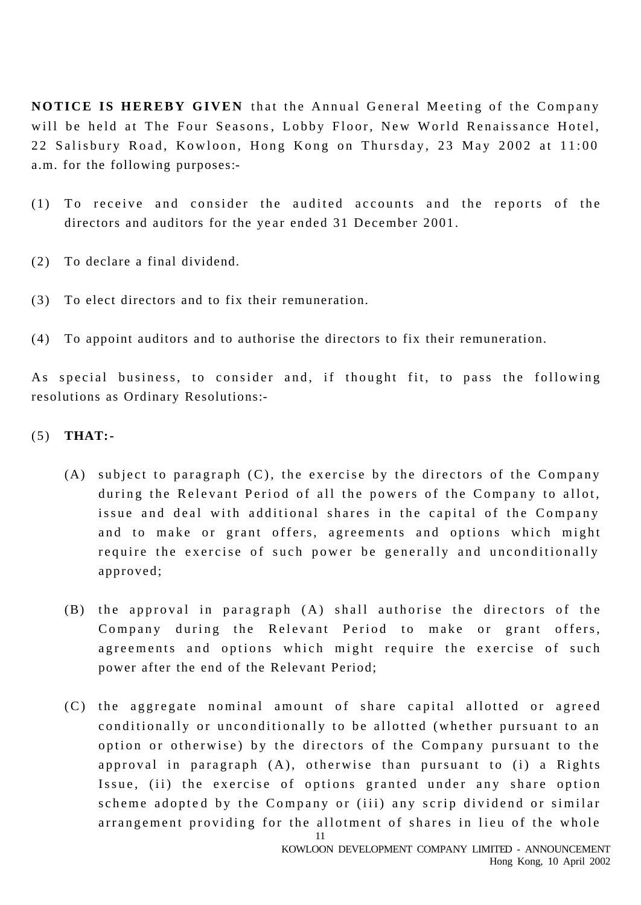**NOTICE IS HEREBY GIVEN** that the Annual General Meeting of the Company will be held at The Four Seasons, Lobby Floor, New World Renaissance Hotel, 22 Salisbury Road, Kowloon, Hong Kong on Thursday, 23 May 2002 at 11:00 a.m. for the following purposes:-

(1) To receive and consider the audited accounts and the reports of the directors and auditors for the year ended 31 December 2001.

(2) To declare a final dividend.

(3) To elect directors and to fix their remuneration.

(4) To appoint auditors and to authorise the directors to fix their remuneration.

As special business, to consider and, if thought fit, to pass the following resolutions as Ordinary Resolutions:-

(5) **THAT:-**

(A) subject to paragraph (C), the exercise by the directors of the Company during the Relevant Period of all the powers of the Company to allot, issue and deal with additional shares in the capital of the Company and to make or grant offers, agreements and options which might require the exercise of such power be generally and unconditionally approved;

(B) the approval in paragraph (A) shall authorise the directors of the Company during the Relevant Period to make or grant offers, agreements and options which might require the exercise of such power after the end of the Relevant Period;

(C) the aggregate nominal amount of share capital allotted or agreed conditionally or unconditionally to be allotted (whether pursuant to an option or otherwise) by the directors of the Company pursuant to the approval in paragraph (A), otherwise than pursuant to (i) a Rights Issue, (ii) the exercise of options granted under any share option scheme adopted by the Company or (iii) any scrip dividend or similar arrangement providing for the allotment of shares in lieu of the whole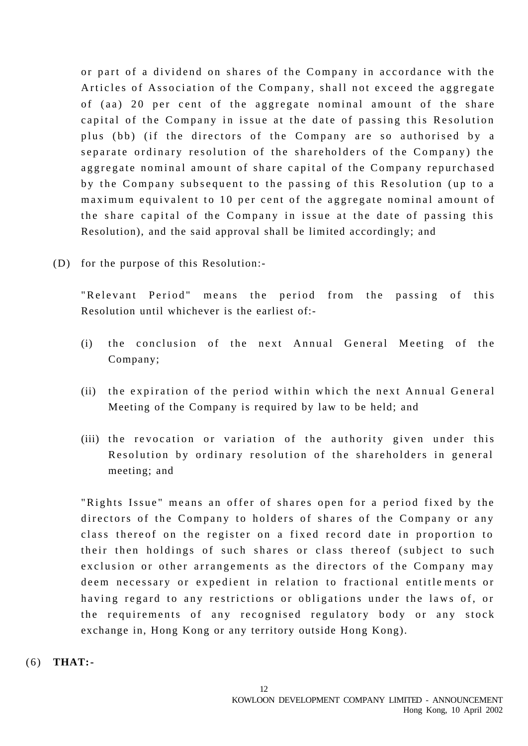or part of a dividend on shares of the Company in accordance with the Articles of Association of the Company, shall not exceed the aggregate of (aa) 20 per cent of the aggregate nominal amount of the share capital of the Company in issue at the date of passing this Resolution plus (bb) (if the directors of the Company are so authorised by a separate ordinary resolution of the shareholders of the Company) the aggregate nominal amount of share capital of the Company repurchased by the Company subsequent to the passing of this Resolution (up to a maximum equivalent to 10 per cent of the aggregate nominal amount of the share capital of the Company in issue at the date of passing this Resolution), and the said approval shall be limited accordingly; and

(D) for the purpose of this Resolution:-

"Relevant Period" means the period from the passing of this Resolution until whichever is the earliest of:-

(i) the conclusion of the next Annual General Meeting of the Company;

(ii) the expiration of the period within which the next Annual General Meeting of the Company is required by law to be held; and

(iii) the revocation or variation of the authority given under this Resolution by ordinary resolution of the shareholders in general meeting; and

"Rights Issue" means an offer of shares open for a period fixed by the directors of the Company to holders of shares of the Company or any class thereof on the register on a fixed record date in proportion to their then holdings of such shares or class thereof (subject to such exclusion or other arrangements as the directors of the Company may deem necessary or expedient in relation to fractional entitlements or having regard to any restrictions or obligations under the laws of, or the requirements of any recognised regulatory body or any stock exchange in, Hong Kong or any territory outside Hong Kong).

(6) **THAT:-**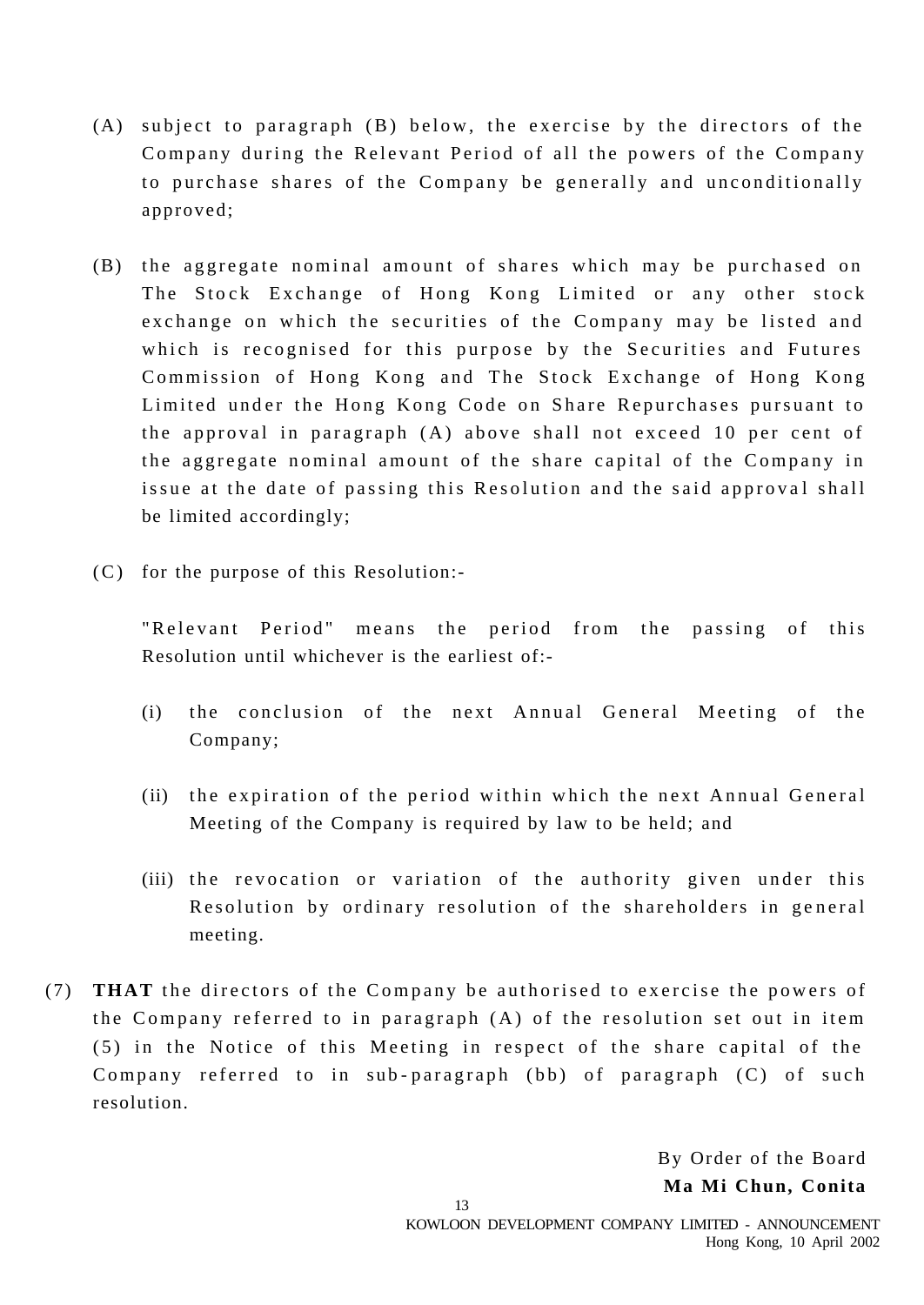(A) subject to paragraph (B) below, the exercise by the directors of the Company during the Relevant Period of all the powers of the Company to purchase shares of the Company be generally and unconditionally approved;

(B) the aggregate nominal amount of shares which may be purchased on The Stock Exchange of Hong Kong Limited or any other stock exchange on which the securities of the Company may be listed and which is recognised for this purpose by the Securities and Futures Commission of Hong Kong and The Stock Exchange of Hong Kong Limited under the Hong Kong Code on Share Repurchases pursuant to the approval in paragraph (A) above shall not exceed 10 per cent of the aggregate nominal amount of the share capital of the Company in issue at the date of passing this Resolution and the said approval shall be limited accordingly;

(C) for the purpose of this Resolution:-

"Relevant Period" means the period from the passing of this Resolution until whichever is the earliest of:-

(i) the conclusion of the next Annual General Meeting of the Company;

(ii) the expiration of the period within which the next Annual General Meeting of the Company is required by law to be held; and

(iii) the revocation or variation of the authority given under this Resolution by ordinary resolution of the shareholders in general meeting.

(7) **THAT** the directors of the Company be authorised to exercise the powers of the Company referred to in paragraph (A) of the resolution set out in item (5) in the Notice of this Meeting in respect of the share capital of the Company referred to in sub-paragraph (bb) of paragraph (C) of such resolution.

By Order of the Board
**Ma Mi Chun, Conita**

Hong Kong, 10 April 2002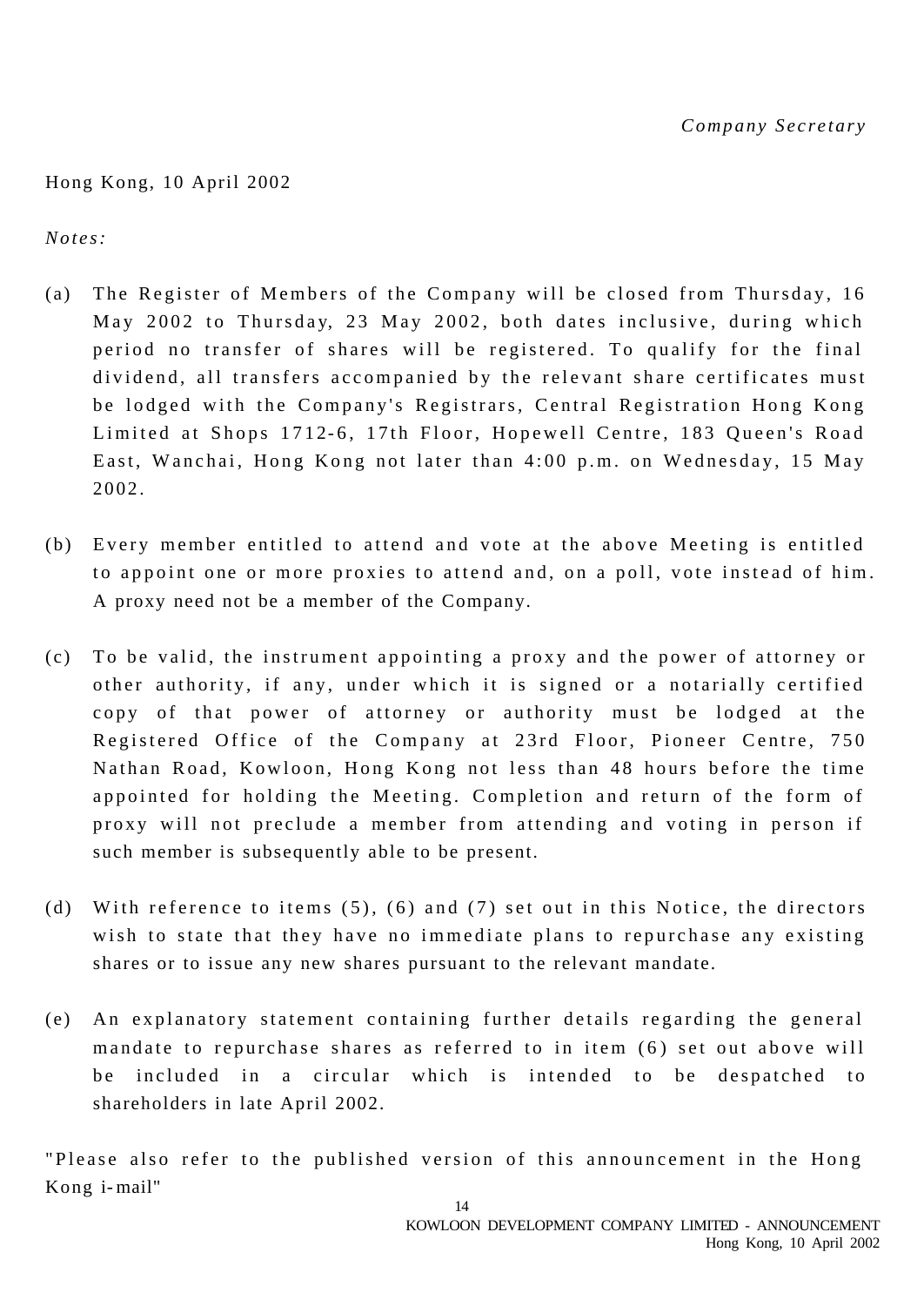*Company Secretary*

Hong Kong, 10 April 2002

*Notes:*

(a) The Register of Members of the Company will be closed from Thursday, 16 May 2002 to Thursday, 23 May 2002, both dates inclusive, during which period no transfer of shares will be registered. To qualify for the final dividend, all transfers accompanied by the relevant share certificates must be lodged with the Company's Registrars, Central Registration Hong Kong Limited at Shops 1712-6, 17th Floor, Hopewell Centre, 183 Queen's Road East, Wanchai, Hong Kong not later than 4:00 p.m. on Wednesday, 15 May 2002.

(b) Every member entitled to attend and vote at the above Meeting is entitled to appoint one or more proxies to attend and, on a poll, vote instead of him. A proxy need not be a member of the Company.

(c) To be valid, the instrument appointing a proxy and the power of attorney or other authority, if any, under which it is signed or a notarially certified copy of that power of attorney or authority must be lodged at the Registered Office of the Company at 23rd Floor, Pioneer Centre, 750 Nathan Road, Kowloon, Hong Kong not less than 48 hours before the time appointed for holding the Meeting. Completion and return of the form of proxy will not preclude a member from attending and voting in person if such member is subsequently able to be present.

(d) With reference to items (5), (6) and (7) set out in this Notice, the directors wish to state that they have no immediate plans to repurchase any existing shares or to issue any new shares pursuant to the relevant mandate.

(e) An explanatory statement containing further details regarding the general mandate to repurchase shares as referred to in item (6) set out above will be included in a circular which is intended to be despatched to shareholders in late April 2002.

"Please also refer to the published version of this announcement in the Hong Kong i-mail"